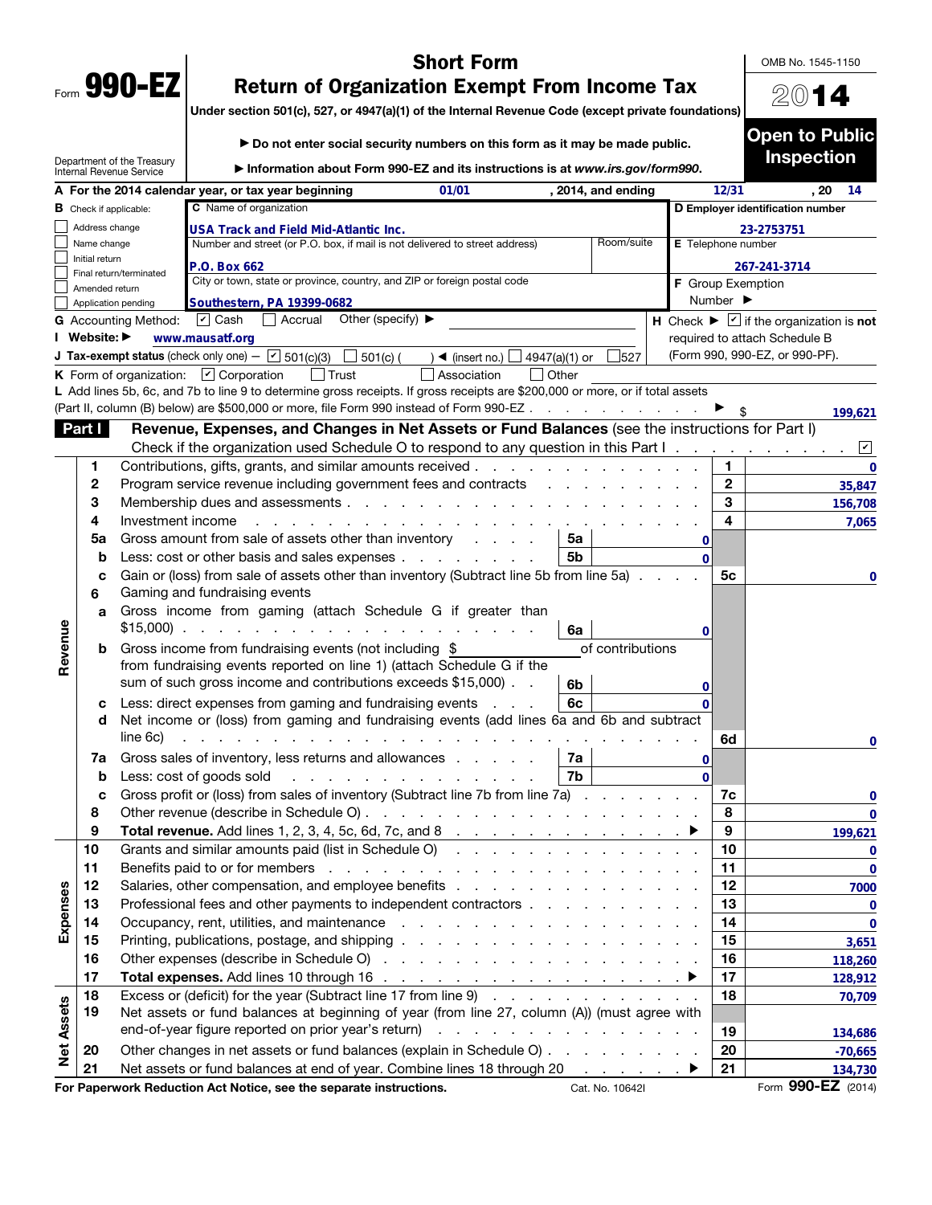Form **990-EZ**

Department of the Treasury
Internal Revenue Service

# Short Form
# Return of Organization Exempt From Income Tax

Under section 501(c), 527, or 4947(a)(1) of the Internal Revenue Code (except private foundations)

▶ Do not enter social security numbers on this form as it may be made public.

▶ Information about Form 990-EZ and its instructions is at *www.irs.gov/form990*.

OMB No. 1545-1150

**2014**

**Open to Public Inspection**

**A** For the 2014 calendar year, or tax year beginning 01/01 , 2014, and ending 12/31 , 20 14

**B** Check if applicable:
- ☐ Address change
- ☐ Name change
- ☐ Initial return
- ☐ Final return/terminated
- ☐ Amended return
- ☐ Application pending

**C** Name of organization: USA Track and Field Mid-Atlantic Inc.

Number and street (or P.O. box, if mail is not delivered to street address): P.O. Box 662 | Room/suite:

City or town, state or province, country, and ZIP or foreign postal code: Southestern, PA 19399-0682

**D** Employer identification number: 23-2753751

**E** Telephone number: 267-241-3714

**F** Group Exemption Number ▶

**G** Accounting Method: ☑ Cash ☐ Accrual Other (specify) ▶

**H** Check ▶ ☑ if the organization is **not** required to attach Schedule B (Form 990, 990-EZ, or 990-PF).

**I** Website: ▶ www.mausatf.org

**J** Tax-exempt status (check only one) — ☑ 501(c)(3) ☐ 501(c) ( ) ◀ (insert no.) ☐ 4947(a)(1) or ☐ 527

**K** Form of organization: ☑ Corporation ☐ Trust ☐ Association ☐ Other

**L** Add lines 5b, 6c, and 7b to line 9 to determine gross receipts. If gross receipts are $200,000 or more, or if total assets (Part II, column (B) below) are $500,000 or more, file Form 990 instead of Form 990-EZ . . . ▶ $ 199,621

## Part I — Revenue, Expenses, and Changes in Net Assets or Fund Balances (see the instructions for Part I)

Check if the organization used Schedule O to respond to any question in this Part I . . . ☑

| Section | Line | Description | Sub-line | Sub-amount | Line no. | Amount |
|---|---|---|---|---|---|---|
| Revenue | 1 | Contributions, gifts, grants, and similar amounts received | | | 1 | 0 |
| | 2 | Program service revenue including government fees and contracts | | | 2 | 35,847 |
| | 3 | Membership dues and assessments | | | 3 | 156,708 |
| | 4 | Investment income | | | 4 | 7,065 |
| | 5a | Gross amount from sale of assets other than inventory | 5a | 0 | | |
| | b | Less: cost or other basis and sales expenses | 5b | 0 | | |
| | c | Gain or (loss) from sale of assets other than inventory (Subtract line 5b from line 5a) | | | 5c | 0 |
| | 6 | Gaming and fundraising events | | | | |
| | a | Gross income from gaming (attach Schedule G if greater than $15,000) | 6a | 0 | | |
| | b | Gross income from fundraising events (not including $ of contributions from fundraising events reported on line 1) (attach Schedule G if the sum of such gross income and contributions exceeds $15,000) | 6b | 0 | | |
| | c | Less: direct expenses from gaming and fundraising events | 6c | 0 | | |
| | d | Net income or (loss) from gaming and fundraising events (add lines 6a and 6b and subtract line 6c) | | | 6d | 0 |
| | 7a | Gross sales of inventory, less returns and allowances | 7a | 0 | | |
| | b | Less: cost of goods sold | 7b | 0 | | |
| | c | Gross profit or (loss) from sales of inventory (Subtract line 7b from line 7a) | | | 7c | 0 |
| | 8 | Other revenue (describe in Schedule O) | | | 8 | 0 |
| | 9 | **Total revenue.** Add lines 1, 2, 3, 4, 5c, 6d, 7c, and 8 ▶ | | | 9 | 199,621 |
| Expenses | 10 | Grants and similar amounts paid (list in Schedule O) | | | 10 | 0 |
| | 11 | Benefits paid to or for members | | | 11 | 0 |
| | 12 | Salaries, other compensation, and employee benefits | | | 12 | 7000 |
| | 13 | Professional fees and other payments to independent contractors | | | 13 | 0 |
| | 14 | Occupancy, rent, utilities, and maintenance | | | 14 | 0 |
| | 15 | Printing, publications, postage, and shipping | | | 15 | 3,651 |
| | 16 | Other expenses (describe in Schedule O) | | | 16 | 118,260 |
| | 17 | **Total expenses.** Add lines 10 through 16 ▶ | | | 17 | 128,912 |
| Net Assets | 18 | Excess or (deficit) for the year (Subtract line 17 from line 9) | | | 18 | 70,709 |
| | 19 | Net assets or fund balances at beginning of year (from line 27, column (A)) (must agree with end-of-year figure reported on prior year's return) | | | 19 | 134,686 |
| | 20 | Other changes in net assets or fund balances (explain in Schedule O) | | | 20 | -70,665 |
| | 21 | Net assets or fund balances at end of year. Combine lines 18 through 20 ▶ | | | 21 | 134,730 |

**For Paperwork Reduction Act Notice, see the separate instructions.** Cat. No. 10642I Form **990-EZ** (2014)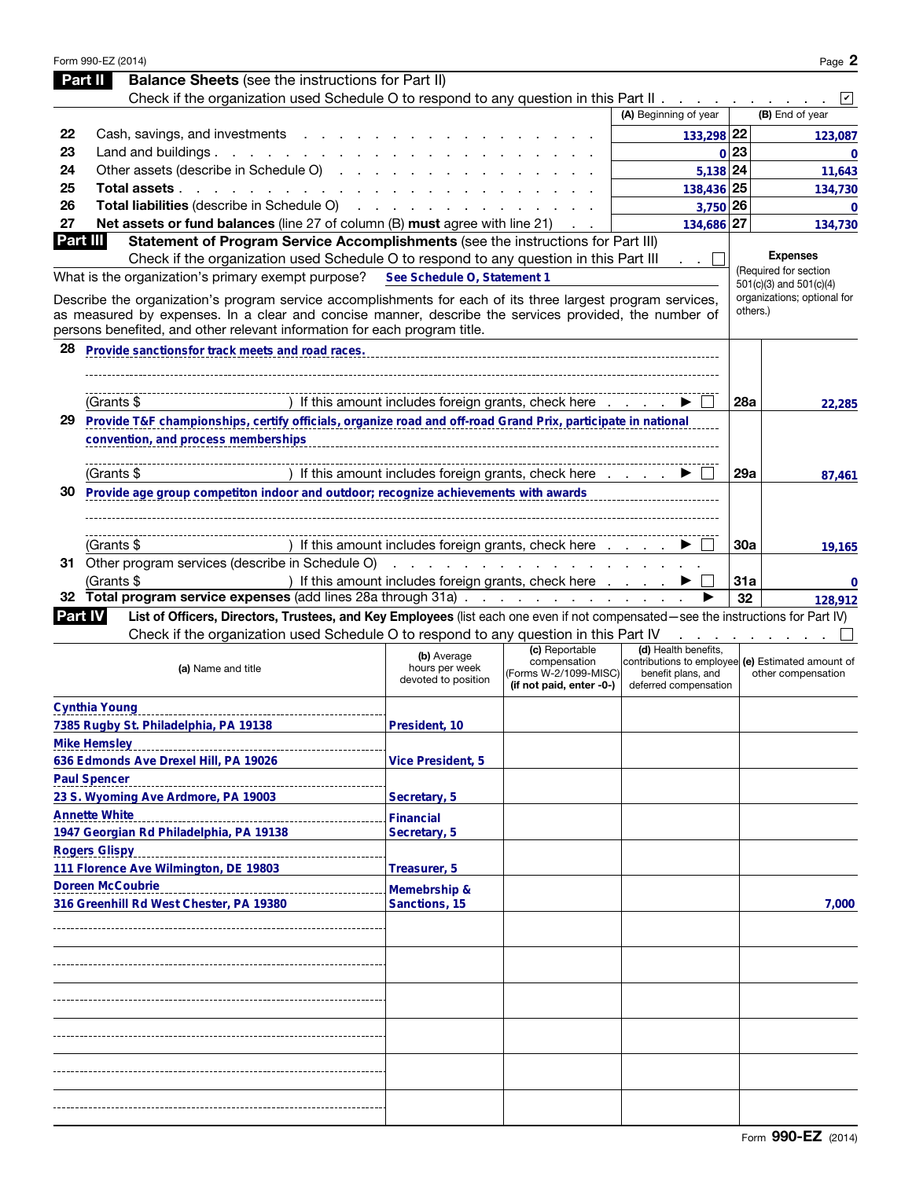Form 990-EZ (2014)

## Part II Balance Sheets (see the instructions for Part II)

Check if the organization used Schedule O to respond to any question in this Part II . . . . . . . . . . ☑

| | | (A) Beginning of year | | (B) End of year |
|---|---|---|---|---|
| 22 | Cash, savings, and investments | 133,298 | 22 | 123,087 |
| 23 | Land and buildings | 0 | 23 | 0 |
| 24 | Other assets (describe in Schedule O) | 5,138 | 24 | 11,643 |
| 25 | **Total assets** | 138,436 | 25 | 134,730 |
| 26 | **Total liabilities** (describe in Schedule O) | 3,750 | 26 | 0 |
| 27 | **Net assets or fund balances** (line 27 of column (B) **must** agree with line 21) | 134,686 | 27 | 134,730 |

## Part III Statement of Program Service Accomplishments (see the instructions for Part III)

Check if the organization used Schedule O to respond to any question in this Part III . . ☐

What is the organization's primary exempt purpose? **See Schedule O, Statement 1**

Describe the organization's program service accomplishments for each of its three largest program services, as measured by expenses. In a clear and concise manner, describe the services provided, the number of persons benefited, and other relevant information for each program title.

**Expenses** (Required for section 501(c)(3) and 501(c)(4) organizations; optional for others.)

| | | | Expenses |
|---|---|---|---|
| 28 | Provide sanctionsfor track meets and road races. (Grants $ ) If this amount includes foreign grants, check here ▶ ☐ | 28a | 22,285 |
| 29 | Provide T&F championships, certify officials, organize road and off-road Grand Prix, participate in national convention, and process memberships (Grants $ ) If this amount includes foreign grants, check here ▶ ☐ | 29a | 87,461 |
| 30 | Provide age group competiton indoor and outdoor; recognize achievements with awards (Grants $ ) If this amount includes foreign grants, check here ▶ ☐ | 30a | 19,165 |
| 31 | Other program services (describe in Schedule O) (Grants $ ) If this amount includes foreign grants, check here ▶ ☐ | 31a | 0 |
| 32 | **Total program service expenses** (add lines 28a through 31a) ▶ | 32 | 128,912 |

## Part IV List of Officers, Directors, Trustees, and Key Employees (list each one even if not compensated—see the instructions for Part IV)

Check if the organization used Schedule O to respond to any question in this Part IV . . . . . . . . ☐

| (a) Name and title | (b) Average hours per week devoted to position | (c) Reportable compensation (Forms W-2/1099-MISC) (if not paid, enter -0-) | (d) Health benefits, contributions to employee benefit plans, and deferred compensation | (e) Estimated amount of other compensation |
|---|---|---|---|---|
| Cynthia Young<br>7385 Rugby St. Philadelphia, PA 19138 | President, 10 | | | |
| Mike Hemsley<br>636 Edmonds Ave Drexel Hill, PA 19026 | Vice President, 5 | | | |
| Paul Spencer<br>23 S. Wyoming Ave Ardmore, PA 19003 | Secretary, 5 | | | |
| Annette White<br>1947 Georgian Rd Philadelphia, PA 19138 | Financial Secretary, 5 | | | |
| Rogers Glispy<br>111 Florence Ave Wilmington, DE 19803 | Treasurer, 5 | | | |
| Doreen McCoubrie<br>316 Greenhill Rd West Chester, PA 19380 | Memebrship & Sanctions, 15 | | | 7,000 |

Form **990-EZ** (2014)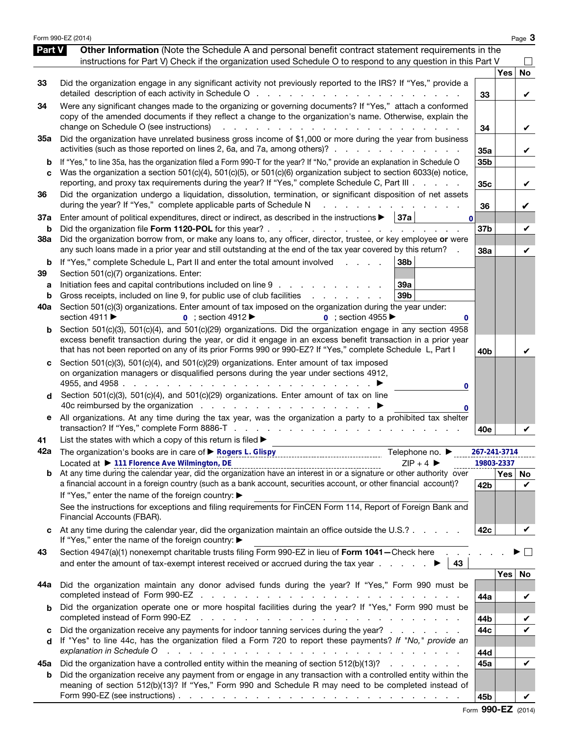## Part V Other Information

(Note the Schedule A and personal benefit contract statement requirements in the instructions for Part V) Check if the organization used Schedule O to respond to any question in this Part V ☐

| | | | Yes | No |
|---|---|---|---|---|
| 33 | Did the organization engage in any significant activity not previously reported to the IRS? If "Yes," provide a detailed description of each activity in Schedule O | 33 | | ✔ |
| 34 | Were any significant changes made to the organizing or governing documents? If "Yes," attach a conformed copy of the amended documents if they reflect a change to the organization's name. Otherwise, explain the change on Schedule O (see instructions) | 34 | | ✔ |
| 35a | Did the organization have unrelated business gross income of $1,000 or more during the year from business activities (such as those reported on lines 2, 6a, and 7a, among others)? | 35a | | ✔ |
| b | If "Yes," to line 35a, has the organization filed a Form 990-T for the year? If "No," provide an explanation in Schedule O | 35b | | |
| c | Was the organization a section 501(c)(4), 501(c)(5), or 501(c)(6) organization subject to section 6033(e) notice, reporting, and proxy tax requirements during the year? If "Yes," complete Schedule C, Part III | 35c | | ✔ |
| 36 | Did the organization undergo a liquidation, dissolution, termination, or significant disposition of net assets during the year? If "Yes," complete applicable parts of Schedule N | 36 | | ✔ |
| 37a | Enter amount of political expenditures, direct or indirect, as described in the instructions ▶ 37a 0 | | | |
| b | Did the organization file **Form 1120-POL** for this year? | 37b | | ✔ |
| 38a | Did the organization borrow from, or make any loans to, any officer, director, trustee, or key employee **or** were any such loans made in a prior year and still outstanding at the end of the tax year covered by this return? | 38a | | ✔ |
| b | If "Yes," complete Schedule L, Part II and enter the total amount involved 38b | | | |
| 39 | Section 501(c)(7) organizations. Enter: | | | |
| a | Initiation fees and capital contributions included on line 9 39a | | | |
| b | Gross receipts, included on line 9, for public use of club facilities 39b | | | |
| 40a | Section 501(c)(3) organizations. Enter amount of tax imposed on the organization during the year under: section 4911 ▶ 0 ; section 4912 ▶ 0 ; section 4955 ▶ 0 | | | |
| b | Section 501(c)(3), 501(c)(4), and 501(c)(29) organizations. Did the organization engage in any section 4958 excess benefit transaction during the year, or did it engage in an excess benefit transaction in a prior year that has not been reported on any of its prior Forms 990 or 990-EZ? If "Yes," complete Schedule L, Part I | 40b | | ✔ |
| c | Section 501(c)(3), 501(c)(4), and 501(c)(29) organizations. Enter amount of tax imposed on organization managers or disqualified persons during the year under sections 4912, 4955, and 4958 ▶ 0 | | | |
| d | Section 501(c)(3), 501(c)(4), and 501(c)(29) organizations. Enter amount of tax on line 40c reimbursed by the organization ▶ 0 | | | |
| e | All organizations. At any time during the tax year, was the organization a party to a prohibited tax shelter transaction? If "Yes," complete Form 8886-T | 40e | | ✔ |
| 41 | List the states with which a copy of this return is filed ▶ | | | |
| 42a | The organization's books are in care of ▶ Rogers L. Glispy Telephone no. ▶ 267-241-3714 Located at ▶ 111 Florence Ave Wilmington, DE ZIP + 4 ▶ 19803-2337 | | | |
| b | At any time during the calendar year, did the organization have an interest in or a signature or other authority over a financial account in a foreign country (such as a bank account, securities account, or other financial account)? If "Yes," enter the name of the foreign country: ▶ See the instructions for exceptions and filing requirements for FinCEN Form 114, Report of Foreign Bank and Financial Accounts (FBAR). | 42b | | ✔ |
| c | At any time during the calendar year, did the organization maintain an office outside the U.S.? If "Yes," enter the name of the foreign country: ▶ | 42c | | ✔ |
| 43 | Section 4947(a)(1) nonexempt charitable trusts filing Form 990-EZ in lieu of **Form 1041—** Check here ▶ ☐ and enter the amount of tax-exempt interest received or accrued during the tax year ▶ 43 | | | |
| 44a | Did the organization maintain any donor advised funds during the year? If "Yes," Form 990 must be completed instead of Form 990-EZ | 44a | | ✔ |
| b | Did the organization operate one or more hospital facilities during the year? If "Yes," Form 990 must be completed instead of Form 990-EZ | 44b | | ✔ |
| c | Did the organization receive any payments for indoor tanning services during the year? | 44c | | ✔ |
| d | If "Yes" to line 44c, has the organization filed a Form 720 to report these payments? *If "No," provide an explanation in Schedule O* | 44d | | |
| 45a | Did the organization have a controlled entity within the meaning of section 512(b)(13)? | 45a | | ✔ |
| b | Did the organization receive any payment from or engage in any transaction with a controlled entity within the meaning of section 512(b)(13)? If "Yes," Form 990 and Schedule R may need to be completed instead of Form 990-EZ (see instructions) | 45b | | ✔ |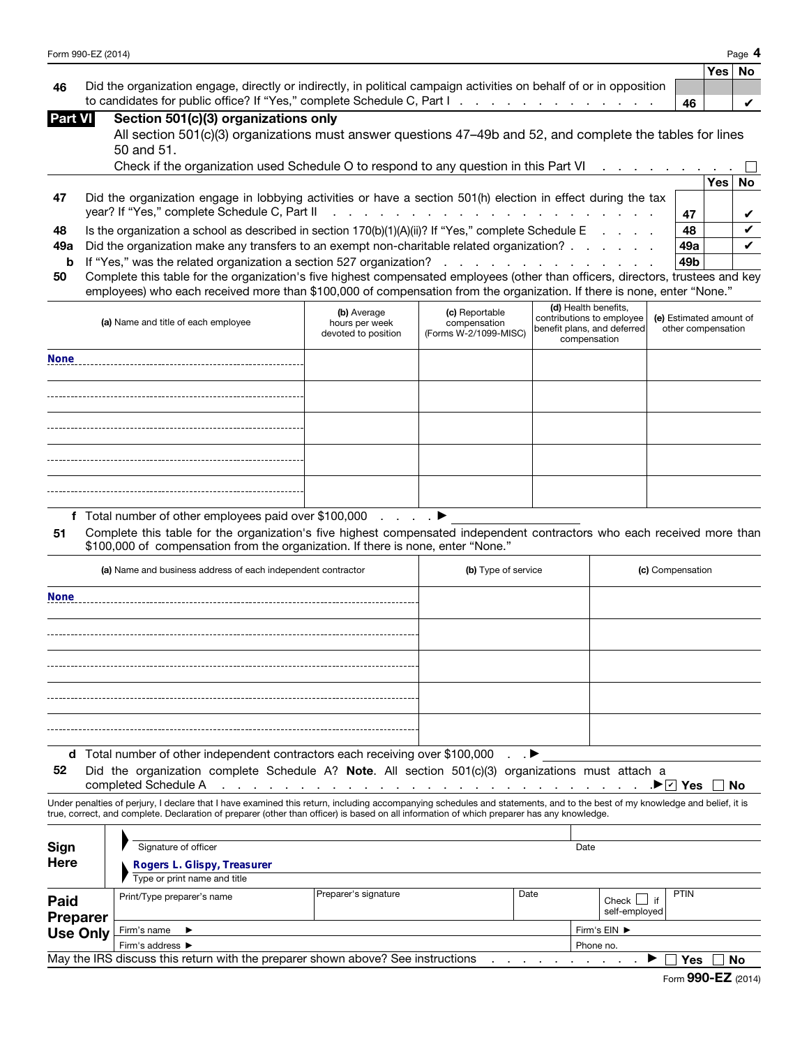Form 990-EZ (2014)

| | | | Yes | No |
|---|---|---|---|---|
| 46 | Did the organization engage, directly or indirectly, in political campaign activities on behalf of or in opposition to candidates for public office? If "Yes," complete Schedule C, Part I | 46 | | ✔ |

## Part VI Section 501(c)(3) organizations only

All section 501(c)(3) organizations must answer questions 47–49b and 52, and complete the tables for lines 50 and 51.

Check if the organization used Schedule O to respond to any question in this Part VI ☐

| | | | Yes | No |
|---|---|---|---|---|
| 47 | Did the organization engage in lobbying activities or have a section 501(h) election in effect during the tax year? If "Yes," complete Schedule C, Part II | 47 | | ✔ |
| 48 | Is the organization a school as described in section 170(b)(1)(A)(ii)? If "Yes," complete Schedule E | 48 | | ✔ |
| 49a | Did the organization make any transfers to an exempt non-charitable related organization? | 49a | | ✔ |
| b | If "Yes," was the related organization a section 527 organization? | 49b | | |

**50** Complete this table for the organization's five highest compensated employees (other than officers, directors, trustees and key employees) who each received more than $100,000 of compensation from the organization. If there is none, enter "None."

| (a) Name and title of each employee | (b) Average hours per week devoted to position | (c) Reportable compensation (Forms W-2/1099-MISC) | (d) Health benefits, contributions to employee benefit plans, and deferred compensation | (e) Estimated amount of other compensation |
|---|---|---|---|---|
| None | | | | |
| | | | | |
| | | | | |
| | | | | |
| | | | | |

**f** Total number of other employees paid over $100,000 ▶

**51** Complete this table for the organization's five highest compensated independent contractors who each received more than $100,000 of compensation from the organization. If there is none, enter "None."

| (a) Name and business address of each independent contractor | (b) Type of service | (c) Compensation |
|---|---|---|
| None | | |
| | | |
| | | |
| | | |
| | | |

**d** Total number of other independent contractors each receiving over $100,000 ▶

**52** Did the organization complete Schedule A? **Note.** All section 501(c)(3) organizations must attach a completed Schedule A ▶ ☑ Yes ☐ No

Under penalties of perjury, I declare that I have examined this return, including accompanying schedules and statements, and to the best of my knowledge and belief, it is true, correct, and complete. Declaration of preparer (other than officer) is based on all information of which preparer has any knowledge.

**Sign Here**

Signature of officer | Date

Rogers L. Glispy, Treasurer

Type or print name and title

**Paid Preparer Use Only**

| Print/Type preparer's name | Preparer's signature | Date | Check ☐ if self-employed | PTIN |
|---|---|---|---|---|
| Firm's name ▶ | | | Firm's EIN ▶ | |
| Firm's address ▶ | | | Phone no. | |

May the IRS discuss this return with the preparer shown above? See instructions ▶ ☐ Yes ☐ No

Form **990-EZ** (2014)